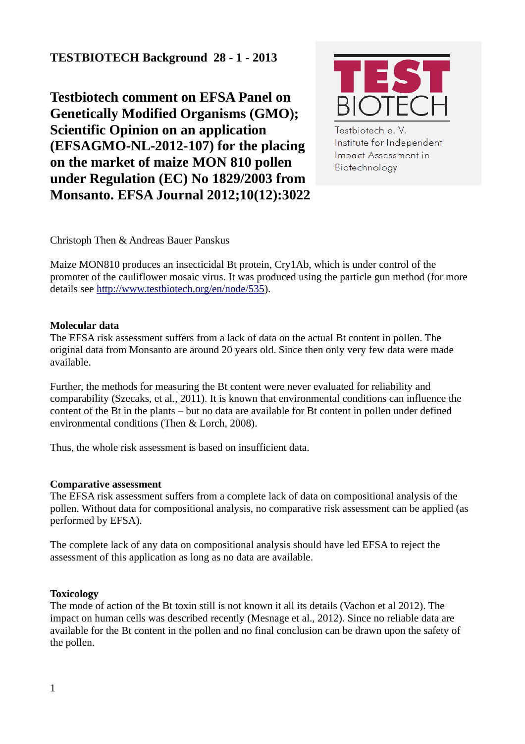**TESTBIOTECH Background 28 - 1 - 2013**

# Testbiotech comment on EFSA Panel on Genetically Modified Organisms (GMO); Scientific Opinion on an application (EFSAGMO-NL-2012-107) for the placing on the market of maize MON 810 pollen under Regulation (EC) No 1829/2003 from Monsanto. EFSA Journal 2012;10(12):3022

Testbiotech e. V.
Institute for Independent Impact Assessment in Biotechnology

Christoph Then & Andreas Bauer Panskus

Maize MON810 produces an insecticidal Bt protein, Cry1Ab, which is under control of the promoter of the cauliflower mosaic virus. It was produced using the particle gun method (for more details see http://www.testbiotech.org/en/node/535).

**Molecular data**

The EFSA risk assessment suffers from a lack of data on the actual Bt content in pollen. The original data from Monsanto are around 20 years old. Since then only very few data were made available.

Further, the methods for measuring the Bt content were never evaluated for reliability and comparability (Szecaks, et al., 2011). It is known that environmental conditions can influence the content of the Bt in the plants – but no data are available for Bt content in pollen under defined environmental conditions (Then & Lorch, 2008).

Thus, the whole risk assessment is based on insufficient data.

**Comparative assessment**

The EFSA risk assessment suffers from a complete lack of data on compositional analysis of the pollen. Without data for compositional analysis, no comparative risk assessment can be applied (as performed by EFSA).

The complete lack of any data on compositional analysis should have led EFSA to reject the assessment of this application as long as no data are available.

**Toxicology**

The mode of action of the Bt toxin still is not known it all its details (Vachon et al 2012). The impact on human cells was described recently (Mesnage et al., 2012). Since no reliable data are available for the Bt content in the pollen and no final conclusion can be drawn upon the safety of the pollen.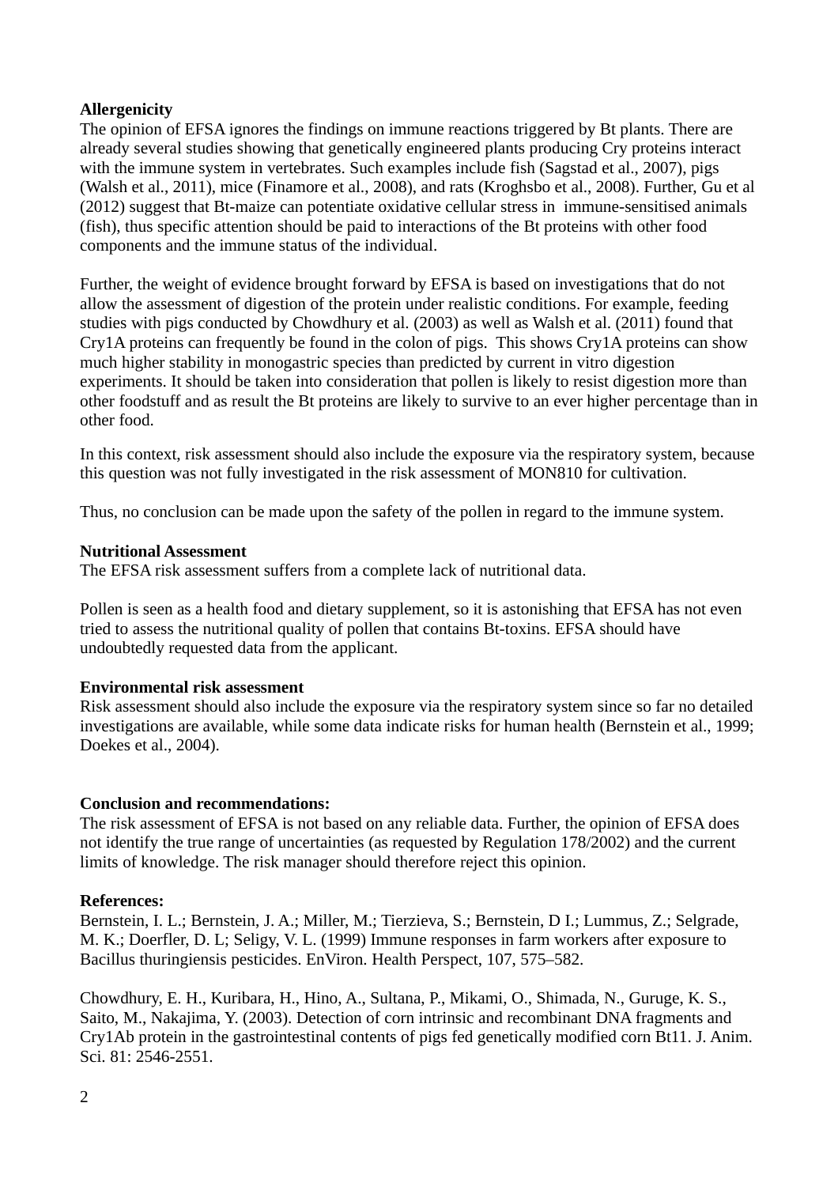**Allergenicity**

The opinion of EFSA ignores the findings on immune reactions triggered by Bt plants. There are already several studies showing that genetically engineered plants producing Cry proteins interact with the immune system in vertebrates. Such examples include fish (Sagstad et al., 2007), pigs (Walsh et al., 2011), mice (Finamore et al., 2008), and rats (Kroghsbo et al., 2008). Further, Gu et al (2012) suggest that Bt-maize can potentiate oxidative cellular stress in immune-sensitised animals (fish), thus specific attention should be paid to interactions of the Bt proteins with other food components and the immune status of the individual.

Further, the weight of evidence brought forward by EFSA is based on investigations that do not allow the assessment of digestion of the protein under realistic conditions. For example, feeding studies with pigs conducted by Chowdhury et al. (2003) as well as Walsh et al. (2011) found that Cry1A proteins can frequently be found in the colon of pigs. This shows Cry1A proteins can show much higher stability in monogastric species than predicted by current in vitro digestion experiments. It should be taken into consideration that pollen is likely to resist digestion more than other foodstuff and as result the Bt proteins are likely to survive to an ever higher percentage than in other food.

In this context, risk assessment should also include the exposure via the respiratory system, because this question was not fully investigated in the risk assessment of MON810 for cultivation.

Thus, no conclusion can be made upon the safety of the pollen in regard to the immune system.

**Nutritional Assessment**

The EFSA risk assessment suffers from a complete lack of nutritional data.

Pollen is seen as a health food and dietary supplement, so it is astonishing that EFSA has not even tried to assess the nutritional quality of pollen that contains Bt-toxins. EFSA should have undoubtedly requested data from the applicant.

**Environmental risk assessment**

Risk assessment should also include the exposure via the respiratory system since so far no detailed investigations are available, while some data indicate risks for human health (Bernstein et al., 1999; Doekes et al., 2004).

**Conclusion and recommendations:**

The risk assessment of EFSA is not based on any reliable data. Further, the opinion of EFSA does not identify the true range of uncertainties (as requested by Regulation 178/2002) and the current limits of knowledge. The risk manager should therefore reject this opinion.

**References:**

Bernstein, I. L.; Bernstein, J. A.; Miller, M.; Tierzieva, S.; Bernstein, D I.; Lummus, Z.; Selgrade, M. K.; Doerfler, D. L; Seligy, V. L. (1999) Immune responses in farm workers after exposure to Bacillus thuringiensis pesticides. EnViron. Health Perspect, 107, 575–582.

Chowdhury, E. H., Kuribara, H., Hino, A., Sultana, P., Mikami, O., Shimada, N., Guruge, K. S., Saito, M., Nakajima, Y. (2003). Detection of corn intrinsic and recombinant DNA fragments and Cry1Ab protein in the gastrointestinal contents of pigs fed genetically modified corn Bt11. J. Anim. Sci. 81: 2546-2551.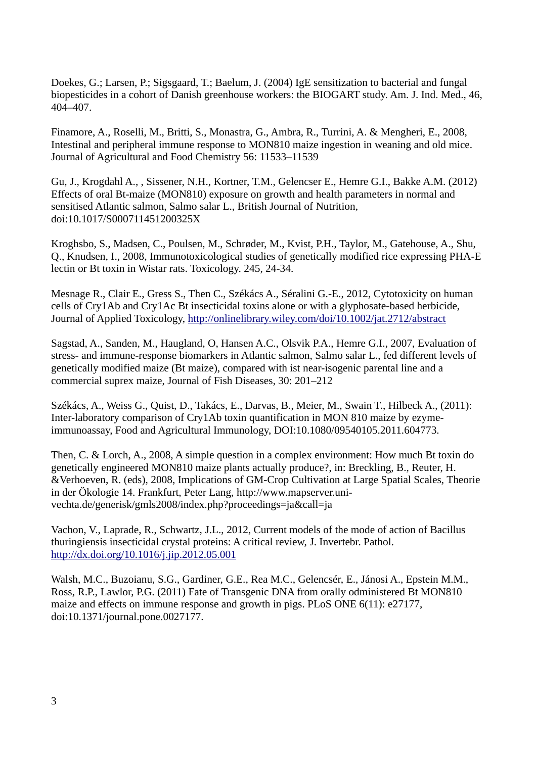Doekes, G.; Larsen, P.; Sigsgaard, T.; Baelum, J. (2004) IgE sensitization to bacterial and fungal biopesticides in a cohort of Danish greenhouse workers: the BIOGART study. Am. J. Ind. Med., 46, 404–407.

Finamore, A., Roselli, M., Britti, S., Monastra, G., Ambra, R., Turrini, A. & Mengheri, E., 2008, Intestinal and peripheral immune response to MON810 maize ingestion in weaning and old mice. Journal of Agricultural and Food Chemistry 56: 11533–11539

Gu, J., Krogdahl A., , Sissener, N.H., Kortner, T.M., Gelencser E., Hemre G.I., Bakke A.M. (2012) Effects of oral Bt-maize (MON810) exposure on growth and health parameters in normal and sensitised Atlantic salmon, Salmo salar L., British Journal of Nutrition, doi:10.1017/S000711451200325X

Kroghsbo, S., Madsen, C., Poulsen, M., Schrøder, M., Kvist, P.H., Taylor, M., Gatehouse, A., Shu, Q., Knudsen, I., 2008, Immunotoxicological studies of genetically modified rice expressing PHA-E lectin or Bt toxin in Wistar rats. Toxicology. 245, 24-34.

Mesnage R., Clair E., Gress S., Then C., Székács A., Séralini G.-E., 2012, Cytotoxicity on human cells of Cry1Ab and Cry1Ac Bt insecticidal toxins alone or with a glyphosate-based herbicide, Journal of Applied Toxicology, http://onlinelibrary.wiley.com/doi/10.1002/jat.2712/abstract

Sagstad, A., Sanden, M., Haugland, O, Hansen A.C., Olsvik P.A., Hemre G.I., 2007, Evaluation of stress- and immune-response biomarkers in Atlantic salmon, Salmo salar L., fed different levels of genetically modified maize (Bt maize), compared with ist near-isogenic parental line and a commercial suprex maize, Journal of Fish Diseases, 30: 201–212

Székács, A., Weiss G., Quist, D., Takács, E., Darvas, B., Meier, M., Swain T., Hilbeck A., (2011): Inter-laboratory comparison of Cry1Ab toxin quantification in MON 810 maize by ezyme-immunoassay, Food and Agricultural Immunology, DOI:10.1080/09540105.2011.604773.

Then, C. & Lorch, A., 2008, A simple question in a complex environment: How much Bt toxin do genetically engineered MON810 maize plants actually produce?, in: Breckling, B., Reuter, H. &Verhoeven, R. (eds), 2008, Implications of GM-Crop Cultivation at Large Spatial Scales, Theorie in der Ökologie 14. Frankfurt, Peter Lang, http://www.mapserver.uni-vechta.de/generisk/gmls2008/index.php?proceedings=ja&call=ja

Vachon, V., Laprade, R., Schwartz, J.L., 2012, Current models of the mode of action of Bacillus thuringiensis insecticidal crystal proteins: A critical review, J. Invertebr. Pathol. http://dx.doi.org/10.1016/j.jip.2012.05.001

Walsh, M.C., Buzoianu, S.G., Gardiner, G.E., Rea M.C., Gelencsér, E., Jánosi A., Epstein M.M., Ross, R.P., Lawlor, P.G. (2011) Fate of Transgenic DNA from orally odministered Bt MON810 maize and effects on immune response and growth in pigs. PLoS ONE 6(11): e27177, doi:10.1371/journal.pone.0027177.